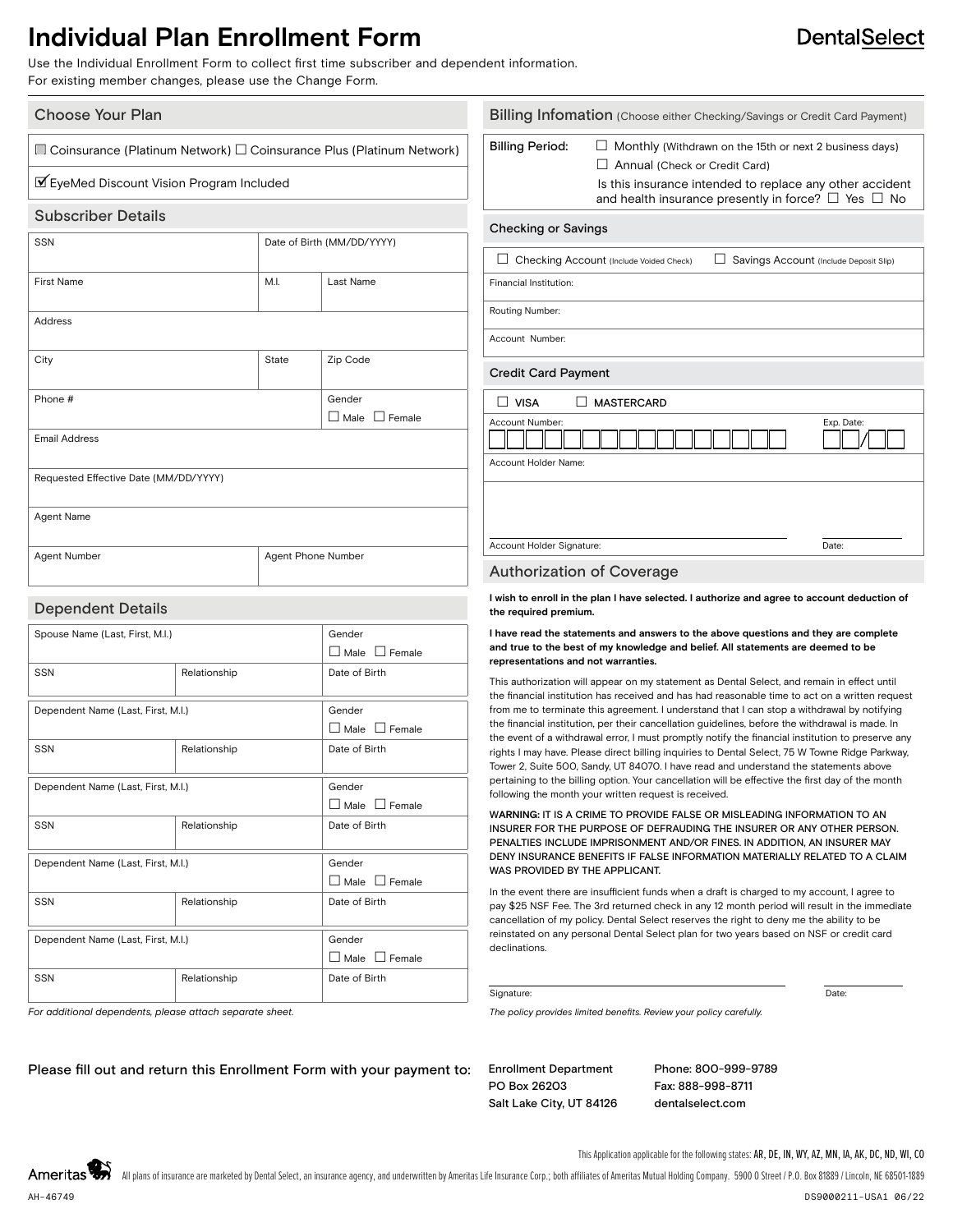# Individual Plan Enrollment Form

**DentalSelect**

Use the Individual Enrollment Form to collect first time subscriber and dependent information.
For existing member changes, please use the Change Form.

## Choose Your Plan

☐ Coinsurance (Platinum Network) ☐ Coinsurance Plus (Platinum Network)

☑ EyeMed Discount Vision Program Included

## Subscriber Details

| SSN | | Date of Birth (MM/DD/YYYY) |
|---|---|---|
| First Name | M.I. | Last Name |
| Address | | |
| City | State | Zip Code |
| Phone # | | Gender ☐ Male ☐ Female |
| Email Address | | |
| Requested Effective Date (MM/DD/YYYY) | | |
| Agent Name | | |
| Agent Number | Agent Phone Number | |

## Dependent Details

| Spouse Name (Last, First, M.I.) | | Gender ☐ Male ☐ Female |
|---|---|---|
| SSN | Relationship | Date of Birth |
| Dependent Name (Last, First, M.I.) | | Gender ☐ Male ☐ Female |
| SSN | Relationship | Date of Birth |
| Dependent Name (Last, First, M.I.) | | Gender ☐ Male ☐ Female |
| SSN | Relationship | Date of Birth |
| Dependent Name (Last, First, M.I.) | | Gender ☐ Male ☐ Female |
| SSN | Relationship | Date of Birth |
| Dependent Name (Last, First, M.I.) | | Gender ☐ Male ☐ Female |
| SSN | Relationship | Date of Birth |

*For additional dependents, please attach separate sheet.*

## Billing Infomation (Choose either Checking/Savings or Credit Card Payment)

Billing Period: ☐ Monthly (Withdrawn on the 15th or next 2 business days)
☐ Annual (Check or Credit Card)

Is this insurance intended to replace any other accident and health insurance presently in force? ☐ Yes ☐ No

### Checking or Savings

☐ Checking Account (Include Voided Check) ☐ Savings Account (Include Deposit Slip)

Financial Institution:

Routing Number:

Account Number:

### Credit Card Payment

☐ VISA ☐ MASTERCARD

Account Number: | Exp. Date: /

Account Holder Name:

Account Holder Signature: | Date:

## Authorization of Coverage

**I wish to enroll in the plan I have selected. I authorize and agree to account deduction of the required premium.**

**I have read the statements and answers to the above questions and they are complete and true to the best of my knowledge and belief. All statements are deemed to be representations and not warranties.**

This authorization will appear on my statement as Dental Select, and remain in effect until the financial institution has received and has had reasonable time to act on a written request from me to terminate this agreement. I understand that I can stop a withdrawal by notifying the financial institution, per their cancellation guidelines, before the withdrawal is made. In the event of a withdrawal error, I must promptly notify the financial institution to preserve any rights I may have. Please direct billing inquiries to Dental Select, 75 W Towne Ridge Parkway, Tower 2, Suite 500, Sandy, UT 84070. I have read and understand the statements above pertaining to the billing option. Your cancellation will be effective the first day of the month following the month your written request is received.

WARNING: IT IS A CRIME TO PROVIDE FALSE OR MISLEADING INFORMATION TO AN INSURER FOR THE PURPOSE OF DEFRAUDING THE INSURER OR ANY OTHER PERSON. PENALTIES INCLUDE IMPRISONMENT AND/OR FINES. IN ADDITION, AN INSURER MAY DENY INSURANCE BENEFITS IF FALSE INFORMATION MATERIALLY RELATED TO A CLAIM WAS PROVIDED BY THE APPLICANT.

In the event there are insufficient funds when a draft is charged to my account, I agree to pay $25 NSF Fee. The 3rd returned check in any 12 month period will result in the immediate cancellation of my policy. Dental Select reserves the right to deny me the ability to be reinstated on any personal Dental Select plan for two years based on NSF or credit card declinations.

Signature: | Date:

*The policy provides limited benefits. Review your policy carefully.*

Please fill out and return this Enrollment Form with your payment to:

Enrollment Department
PO Box 26203
Salt Lake City, UT 84126

Phone: 800-999-9789
Fax: 888-998-8711
dentalselect.com

This Application applicable for the following states: AR, DE, IN, WY, AZ, MN, IA, AK, DC, ND, WI, CO

Ameritas — All plans of insurance are marketed by Dental Select, an insurance agency, and underwritten by Ameritas Life Insurance Corp.; both affiliates of Ameritas Mutual Holding Company. 5900 O Street / P.O. Box 81889 / Lincoln, NE 68501-1889

AH-46749 DS9000211-USA1 06/22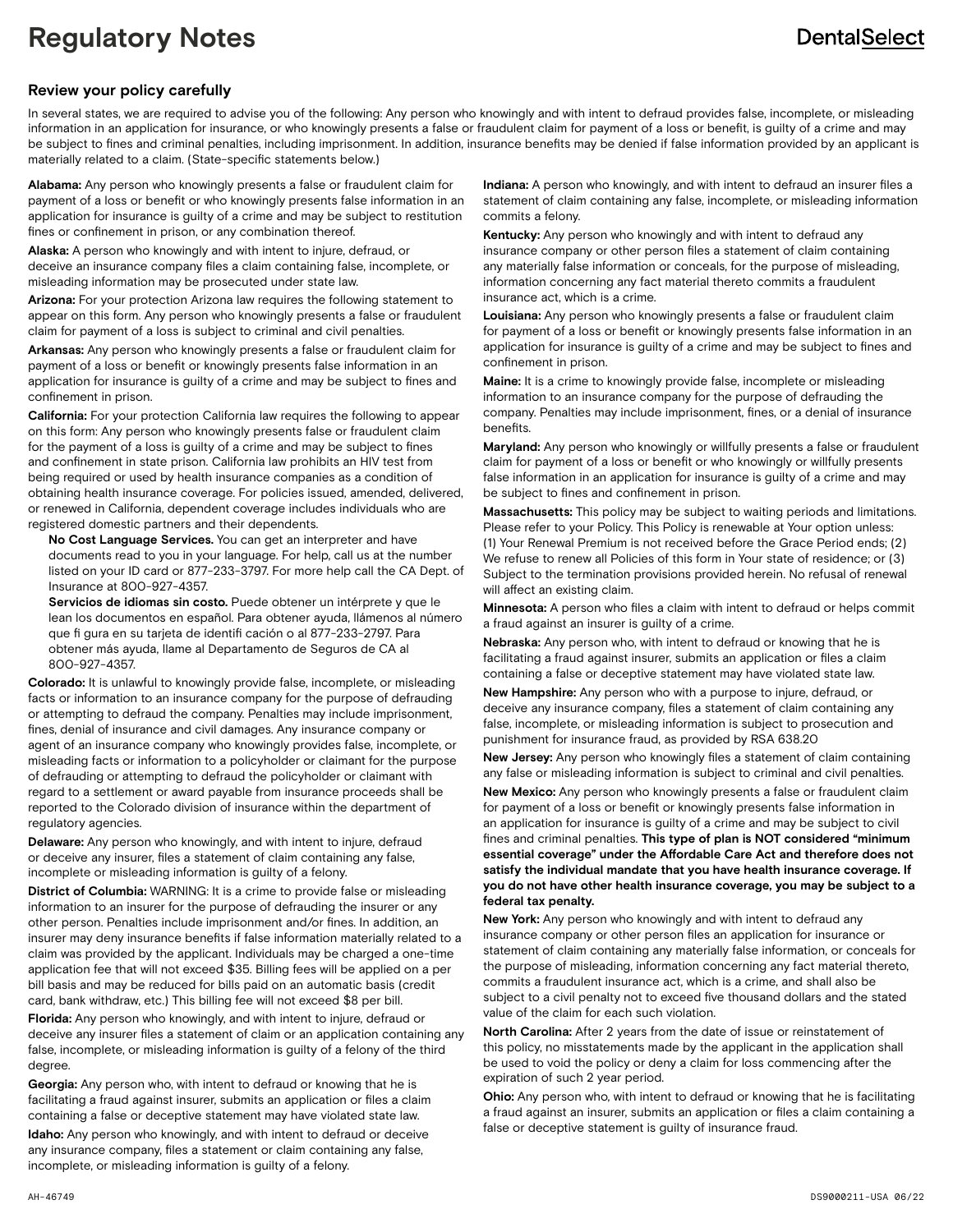# Regulatory Notes

## Review your policy carefully

In several states, we are required to advise you of the following: Any person who knowingly and with intent to defraud provides false, incomplete, or misleading information in an application for insurance, or who knowingly presents a false or fraudulent claim for payment of a loss or benefit, is guilty of a crime and may be subject to fines and criminal penalties, including imprisonment. In addition, insurance benefits may be denied if false information provided by an applicant is materially related to a claim. (State-specific statements below.)

**Alabama:** Any person who knowingly presents a false or fraudulent claim for payment of a loss or benefit or who knowingly presents false information in an application for insurance is guilty of a crime and may be subject to restitution fines or confinement in prison, or any combination thereof.

**Alaska:** A person who knowingly and with intent to injure, defraud, or deceive an insurance company files a claim containing false, incomplete, or misleading information may be prosecuted under state law.

**Arizona:** For your protection Arizona law requires the following statement to appear on this form. Any person who knowingly presents a false or fraudulent claim for payment of a loss is subject to criminal and civil penalties.

**Arkansas:** Any person who knowingly presents a false or fraudulent claim for payment of a loss or benefit or knowingly presents false information in an application for insurance is guilty of a crime and may be subject to fines and confinement in prison.

**California:** For your protection California law requires the following to appear on this form: Any person who knowingly presents false or fraudulent claim for the payment of a loss is guilty of a crime and may be subject to fines and confinement in state prison. California law prohibits an HIV test from being required or used by health insurance companies as a condition of obtaining health insurance coverage. For policies issued, amended, delivered, or renewed in California, dependent coverage includes individuals who are registered domestic partners and their dependents.

**No Cost Language Services.** You can get an interpreter and have documents read to you in your language. For help, call us at the number listed on your ID card or 877-233-3797. For more help call the CA Dept. of Insurance at 800-927-4357.

**Servicios de idiomas sin costo.** Puede obtener un intérprete y que le lean los documentos en español. Para obtener ayuda, llámenos al número que fi gura en su tarjeta de identifi cación o al 877-233-2797. Para obtener más ayuda, llame al Departamento de Seguros de CA al 800-927-4357.

**Colorado:** It is unlawful to knowingly provide false, incomplete, or misleading facts or information to an insurance company for the purpose of defrauding or attempting to defraud the company. Penalties may include imprisonment, fines, denial of insurance and civil damages. Any insurance company or agent of an insurance company who knowingly provides false, incomplete, or misleading facts or information to a policyholder or claimant for the purpose of defrauding or attempting to defraud the policyholder or claimant with regard to a settlement or award payable from insurance proceeds shall be reported to the Colorado division of insurance within the department of regulatory agencies.

**Delaware:** Any person who knowingly, and with intent to injure, defraud or deceive any insurer, files a statement of claim containing any false, incomplete or misleading information is guilty of a felony.

**District of Columbia:** WARNING: It is a crime to provide false or misleading information to an insurer for the purpose of defrauding the insurer or any other person. Penalties include imprisonment and/or fines. In addition, an insurer may deny insurance benefits if false information materially related to a claim was provided by the applicant. Individuals may be charged a one-time application fee that will not exceed $35. Billing fees will be applied on a per bill basis and may be reduced for bills paid on an automatic basis (credit card, bank withdraw, etc.) This billing fee will not exceed $8 per bill.

**Florida:** Any person who knowingly, and with intent to injure, defraud or deceive any insurer files a statement of claim or an application containing any false, incomplete, or misleading information is guilty of a felony of the third degree.

**Georgia:** Any person who, with intent to defraud or knowing that he is facilitating a fraud against insurer, submits an application or files a claim containing a false or deceptive statement may have violated state law.

**Idaho:** Any person who knowingly, and with intent to defraud or deceive any insurance company, files a statement or claim containing any false, incomplete, or misleading information is guilty of a felony.

**Indiana:** A person who knowingly, and with intent to defraud an insurer files a statement of claim containing any false, incomplete, or misleading information commits a felony.

**Kentucky:** Any person who knowingly and with intent to defraud any insurance company or other person files a statement of claim containing any materially false information or conceals, for the purpose of misleading, information concerning any fact material thereto commits a fraudulent insurance act, which is a crime.

**Louisiana:** Any person who knowingly presents a false or fraudulent claim for payment of a loss or benefit or knowingly presents false information in an application for insurance is guilty of a crime and may be subject to fines and confinement in prison.

**Maine:** It is a crime to knowingly provide false, incomplete or misleading information to an insurance company for the purpose of defrauding the company. Penalties may include imprisonment, fines, or a denial of insurance benefits.

**Maryland:** Any person who knowingly or willfully presents a false or fraudulent claim for payment of a loss or benefit or who knowingly or willfully presents false information in an application for insurance is guilty of a crime and may be subject to fines and confinement in prison.

**Massachusetts:** This policy may be subject to waiting periods and limitations. Please refer to your Policy. This Policy is renewable at Your option unless: (1) Your Renewal Premium is not received before the Grace Period ends; (2) We refuse to renew all Policies of this form in Your state of residence; or (3) Subject to the termination provisions provided herein. No refusal of renewal will affect an existing claim.

**Minnesota:** A person who files a claim with intent to defraud or helps commit a fraud against an insurer is guilty of a crime.

**Nebraska:** Any person who, with intent to defraud or knowing that he is facilitating a fraud against insurer, submits an application or files a claim containing a false or deceptive statement may have violated state law.

**New Hampshire:** Any person who with a purpose to injure, defraud, or deceive any insurance company, files a statement of claim containing any false, incomplete, or misleading information is subject to prosecution and punishment for insurance fraud, as provided by RSA 638.20

**New Jersey:** Any person who knowingly files a statement of claim containing any false or misleading information is subject to criminal and civil penalties.

**New Mexico:** Any person who knowingly presents a false or fraudulent claim for payment of a loss or benefit or knowingly presents false information in an application for insurance is guilty of a crime and may be subject to civil fines and criminal penalties. **This type of plan is NOT considered "minimum essential coverage" under the Affordable Care Act and therefore does not satisfy the individual mandate that you have health insurance coverage. If you do not have other health insurance coverage, you may be subject to a federal tax penalty.**

**New York:** Any person who knowingly and with intent to defraud any insurance company or other person files an application for insurance or statement of claim containing any materially false information, or conceals for the purpose of misleading, information concerning any fact material thereto, commits a fraudulent insurance act, which is a crime, and shall also be subject to a civil penalty not to exceed five thousand dollars and the stated value of the claim for each such violation.

**North Carolina:** After 2 years from the date of issue or reinstatement of this policy, no misstatements made by the applicant in the application shall be used to void the policy or deny a claim for loss commencing after the expiration of such 2 year period.

**Ohio:** Any person who, with intent to defraud or knowing that he is facilitating a fraud against an insurer, submits an application or files a claim containing a false or deceptive statement is guilty of insurance fraud.

AH-46749 DS9000211-USA 06/22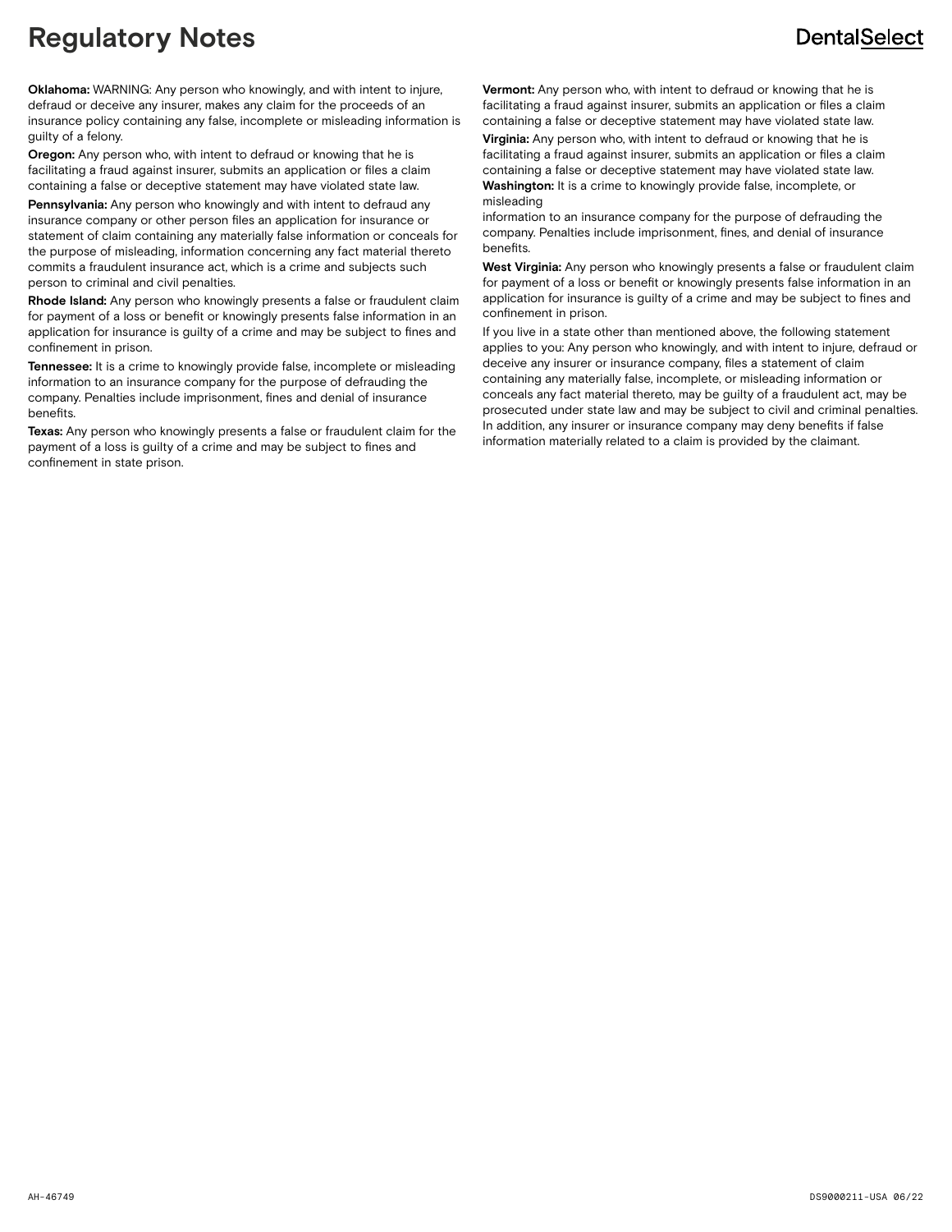# Regulatory Notes

**Oklahoma:** WARNING: Any person who knowingly, and with intent to injure, defraud or deceive any insurer, makes any claim for the proceeds of an insurance policy containing any false, incomplete or misleading information is guilty of a felony.

**Oregon:** Any person who, with intent to defraud or knowing that he is facilitating a fraud against insurer, submits an application or files a claim containing a false or deceptive statement may have violated state law.

**Pennsylvania:** Any person who knowingly and with intent to defraud any insurance company or other person files an application for insurance or statement of claim containing any materially false information or conceals for the purpose of misleading, information concerning any fact material thereto commits a fraudulent insurance act, which is a crime and subjects such person to criminal and civil penalties.

**Rhode Island:** Any person who knowingly presents a false or fraudulent claim for payment of a loss or benefit or knowingly presents false information in an application for insurance is guilty of a crime and may be subject to fines and confinement in prison.

**Tennessee:** It is a crime to knowingly provide false, incomplete or misleading information to an insurance company for the purpose of defrauding the company. Penalties include imprisonment, fines and denial of insurance benefits.

**Texas:** Any person who knowingly presents a false or fraudulent claim for the payment of a loss is guilty of a crime and may be subject to fines and confinement in state prison.

**Vermont:** Any person who, with intent to defraud or knowing that he is facilitating a fraud against insurer, submits an application or files a claim containing a false or deceptive statement may have violated state law.

**Virginia:** Any person who, with intent to defraud or knowing that he is facilitating a fraud against insurer, submits an application or files a claim containing a false or deceptive statement may have violated state law.

**Washington:** It is a crime to knowingly provide false, incomplete, or misleading information to an insurance company for the purpose of defrauding the company. Penalties include imprisonment, fines, and denial of insurance benefits.

**West Virginia:** Any person who knowingly presents a false or fraudulent claim for payment of a loss or benefit or knowingly presents false information in an application for insurance is guilty of a crime and may be subject to fines and confinement in prison.

If you live in a state other than mentioned above, the following statement applies to you: Any person who knowingly, and with intent to injure, defraud or deceive any insurer or insurance company, files a statement of claim containing any materially false, incomplete, or misleading information or conceals any fact material thereto, may be guilty of a fraudulent act, may be prosecuted under state law and may be subject to civil and criminal penalties. In addition, any insurer or insurance company may deny benefits if false information materially related to a claim is provided by the claimant.

AH-46749

DS9000211-USA 06/22